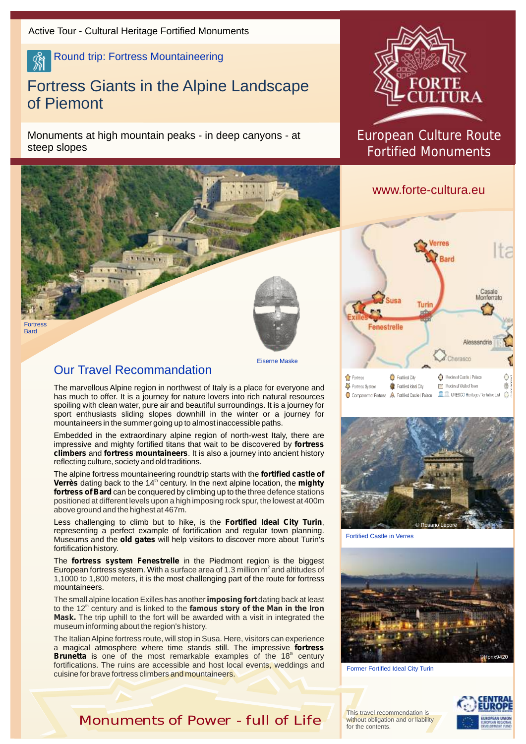Active Tour - Cultural Heritage Fortified Monuments

Round trip: Fortress Mountaineering

# Fortress Giants in the Alpine Landscape of Piemont

Monuments at high mountain peaks - in deep canyons - at steep slopes

European Culture Route Fortified Monuments

www.forte-cultura.eu

Fortress Bard

Eiserne Maske

## Our Travel Recommendation

The marvellous Alpine region in northwest of Italy is a place for everyone and has much to offer. It is a journey for nature lovers into rich natural resources spoiling with clean water, pure air and beautiful surroundings. It is a journey for sport enthusiasts sliding slopes downhill in the winter or a journey for mountaineers in the summer going up to almost inaccessible paths.

Embedded in the extraordinary alpine region of north-west Italy, there are impressive and mighty fortified titans that wait to be discovered by **fortress climbers** and **fortress mountaineers**. It is also a journey into ancient history reflecting culture, society and old traditions.

The alpine fortress mountaineering roundtrip starts with the **fortified castle of Verrès** dating back to the 14th century. In the next alpine location, the **mighty fortress of Bard** can be conquered by climbing up to the three defence stations positioned at different levels upon a high imposing rock spur, the lowest at 400m above ground and the highest at 467m.

Less challenging to climb but to hike, is the **Fortified Ideal City Turin**, representing a perfect example of fortification and regular town planning. Museums and the **old gates** will help visitors to discover more about Turin's fortification history.

The **fortress system Fenestrelle** in the Piedmont region is the biggest European fortress system. With a surface area of 1.3 million m$^2$ and altitudes of 1,1000 to 1,800 meters, it is the most challenging part of the route for fortress mountaineers.

The small alpine location Exilles has another **imposing fort** dating back at least to the 12th century and is linked to the **famous story of the Man in the Iron Mask.** The trip uphill to the fort will be awarded with a visit in integrated the museum informing about the region's history.

The Italian Alpine fortress route, will stop in Susa. Here, visitors can experience a magical atmosphere where time stands still. The impressive **fortress Brunetta** is one of the most remarkable examples of the 18th century fortifications. The ruins are accessible and host local events, weddings and cuisine for brave fortress climbers and mountaineers.

Verres, Bard, Susa, Turin, Exilles, Fenestrelle, Casale Monferrato, Alessandria, Cherasco

Fortress · Fortified City · Medieval Castle / Palace · Fortress System · Fortified Ideal City · Medieval Walled Town · Component of Fortress · Fortified Castle / Palace · UNESCO Heritage / Tentative List

© Rosario Lepore

Fortified Castle in Verres

©Hpnx9420

Former Fortified Ideal City Turin

**Monuments of Power - full of Life**

This travel recommendation is without obligation and or liability for the contents.

CENTRAL EUROPE · EUROPEAN UNION · EUROPEAN REGIONAL DEVELOPMENT FUND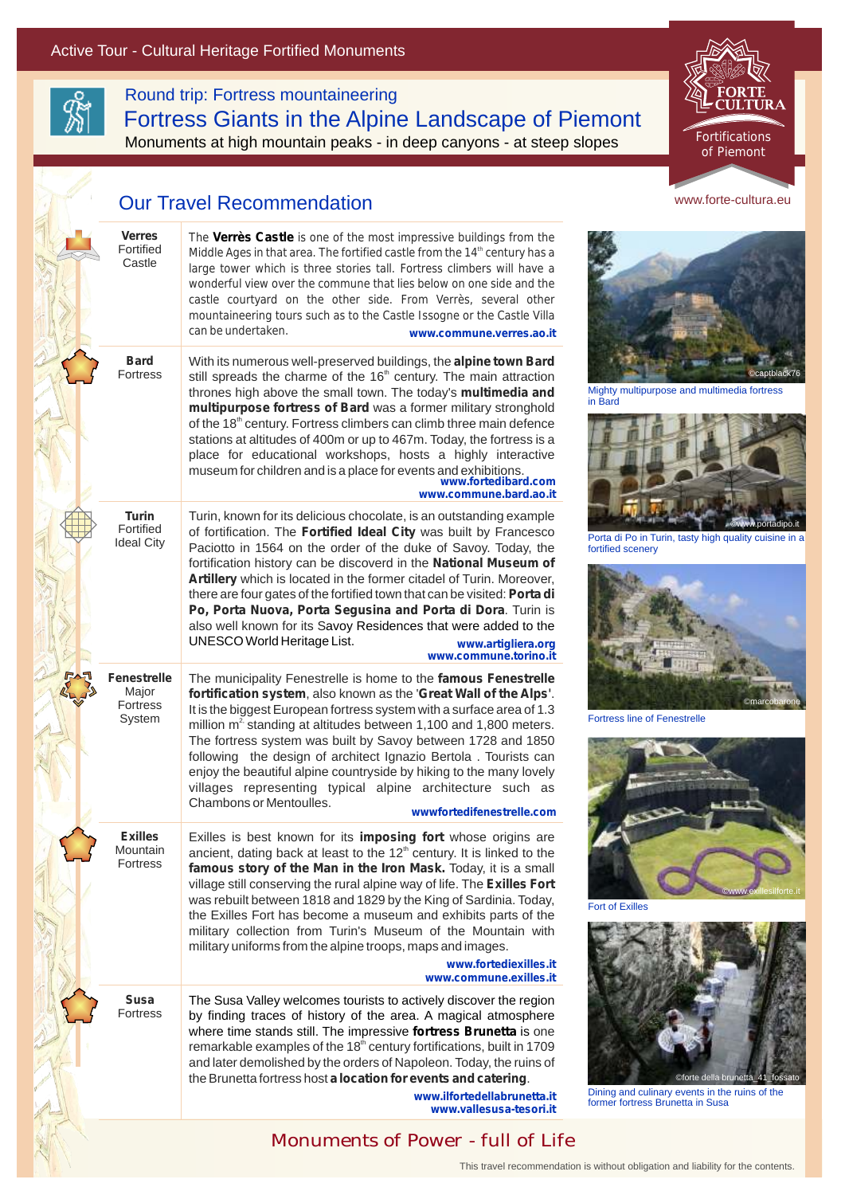Active Tour - Cultural Heritage Fortified Monuments

Round trip: Fortress mountaineering

# Fortress Giants in the Alpine Landscape of Piemont

Monuments at high mountain peaks - in deep canyons - at steep slopes

FORTE CULTURA
Fortifications of Piemont

www.forte-cultura.eu

## Our Travel Recommendation

### Verres Fortified Castle

The **Verrès Castle** is one of the most impressive buildings from the Middle Ages in that area. The fortified castle from the 14th century has a large tower which is three stories tall. Fortress climbers will have a wonderful view over the commune that lies below on one side and the castle courtyard on the other side. From Verrès, several other mountaineering tours such as to the Castle Issogne or the Castle Villa can be undertaken.

**www.commune.verres.ao.it**

### Bard Fortress

With its numerous well-preserved buildings, the **alpine town Bard** still spreads the charme of the 16th century. The main attraction thrones high above the small town. The today's **multimedia and multipurpose fortress of Bard** was a former military stronghold of the 18th century. Fortress climbers can climb three main defence stations at altitudes of 400m or up to 467m. Today, the fortress is a place for educational workshops, hosts a highly interactive museum for children and is a place for events and exhibitions.

**www.fortedibard.com**
**www.commune.bard.ao.it**

### Turin Fortified Ideal City

Turin, known for its delicious chocolate, is an outstanding example of fortification. The **Fortified Ideal City** was built by Francesco Paciotto in 1564 on the order of the duke of Savoy. Today, the fortification history can be discoverd in the **National Museum of Artillery** which is located in the former citadel of Turin. Moreover, there are four gates of the fortified town that can be visited: **Porta di Po, Porta Nuova, Porta Segusina and Porta di Dora**. Turin is also well known for its Savoy Residences that were added to the UNESCO World Heritage List.

**www.artigliera.org**
**www.commune.torino.it**

### Fenestrelle Major Fortress System

The municipality Fenestrelle is home to the **famous Fenestrelle fortification system**, also known as the '**Great Wall of the Alps**'. It is the biggest European fortress system with a surface area of 1.3 million m² standing at altitudes between 1,100 and 1,800 meters. The fortress system was built by Savoy between 1728 and 1850 following the design of architect Ignazio Bertola . Tourists can enjoy the beautiful alpine countryside by hiking to the many lovely villages representing typical alpine architecture such as Chambons or Mentoulles.

**wwwfortedifenestrelle.com**

### Exilles Mountain Fortress

Exilles is best known for its **imposing fort** whose origins are ancient, dating back at least to the 12th century. It is linked to the **famous story of the Man in the Iron Mask.** Today, it is a small village still conserving the rural alpine way of life. The **Exilles Fort** was rebuilt between 1818 and 1829 by the King of Sardinia. Today, the Exilles Fort has become a museum and exhibits parts of the military collection from Turin's Museum of the Mountain with military uniforms from the alpine troops, maps and images.

**www.fortediexilles.it**
**www.commune.exilles.it**

### Susa Fortress

The Susa Valley welcomes tourists to actively discover the region by finding traces of history of the area. A magical atmosphere where time stands still. The impressive **fortress Brunetta** is one remarkable examples of the 18th century fortifications, built in 1709 and later demolished by the orders of Napoleon. Today, the ruins of the Brunetta fortress host **a location for events and catering**.

**www.ilfortedellabrunetta.it**
**www.vallesusa-tesori.it**

©captblack76
Mighty multipurpose and multimedia fortress in Bard

©www.portadipo.it
Porta di Po in Turin, tasty high quality cuisine in a fortified scenery

©marcobarone
Fortress line of Fenestrelle

©www.exillesilforte.it
Fort of Exilles

©forte della brunetta_41_fossato
Dining and culinary events in the ruins of the former fortress Brunetta in Susa

## Monuments of Power - full of Life

This travel recommendation is without obligation and liability for the contents.